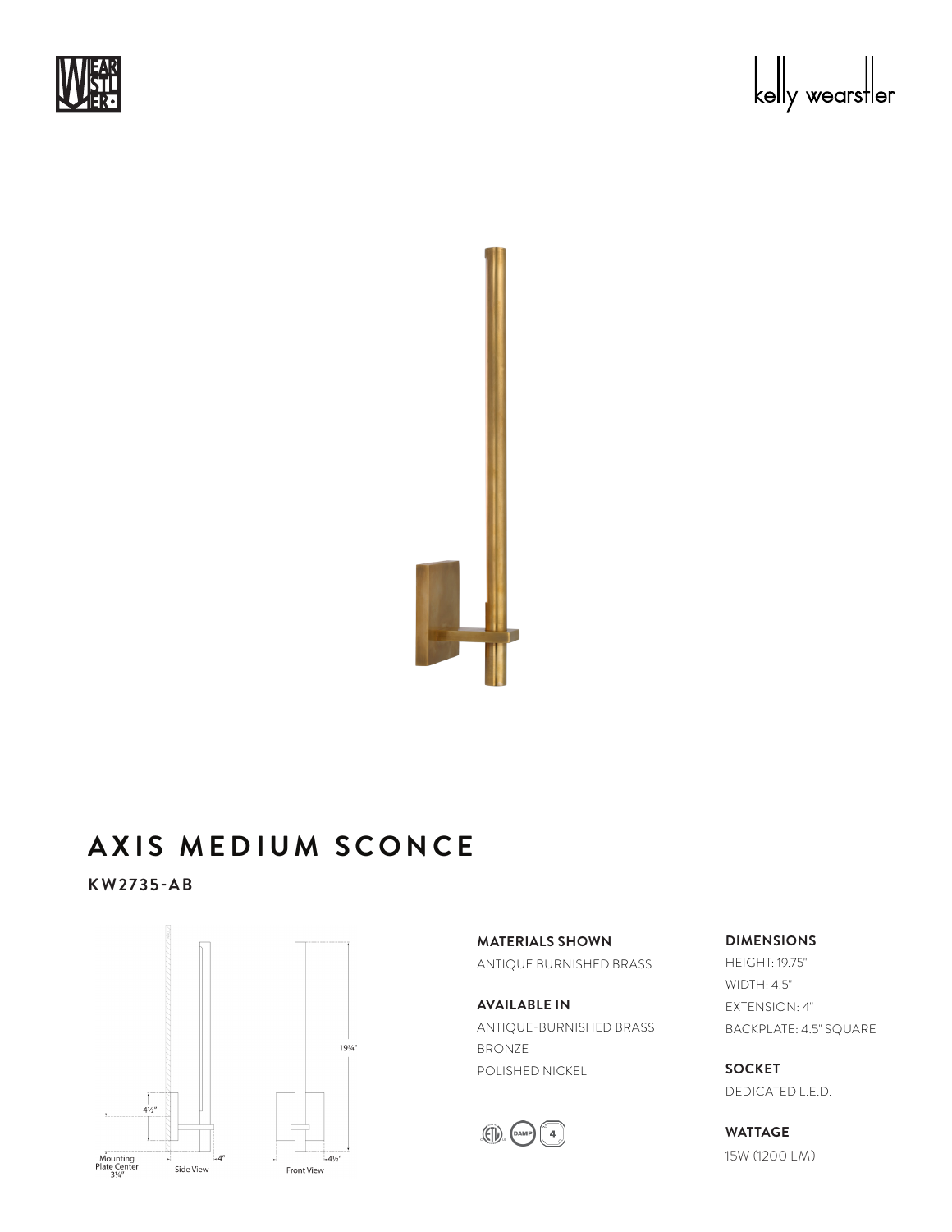# AXIS MEDIUM SCONCE

**KW2735-AB**

Mounting Plate Center 3¼"

Side View

Front View

4½"

4"

19¾"

4½"

**MATERIALS SHOWN**

ANTIQUE BURNISHED BRASS

**AVAILABLE IN**

ANTIQUE-BURNISHED BRASS
BRONZE
POLISHED NICKEL

**DIMENSIONS**

HEIGHT: 19.75"
WIDTH: 4.5"
EXTENSION: 4"
BACKPLATE: 4.5" SQUARE

**SOCKET**

DEDICATED L.E.D.

**WATTAGE**

15W (1200 LM)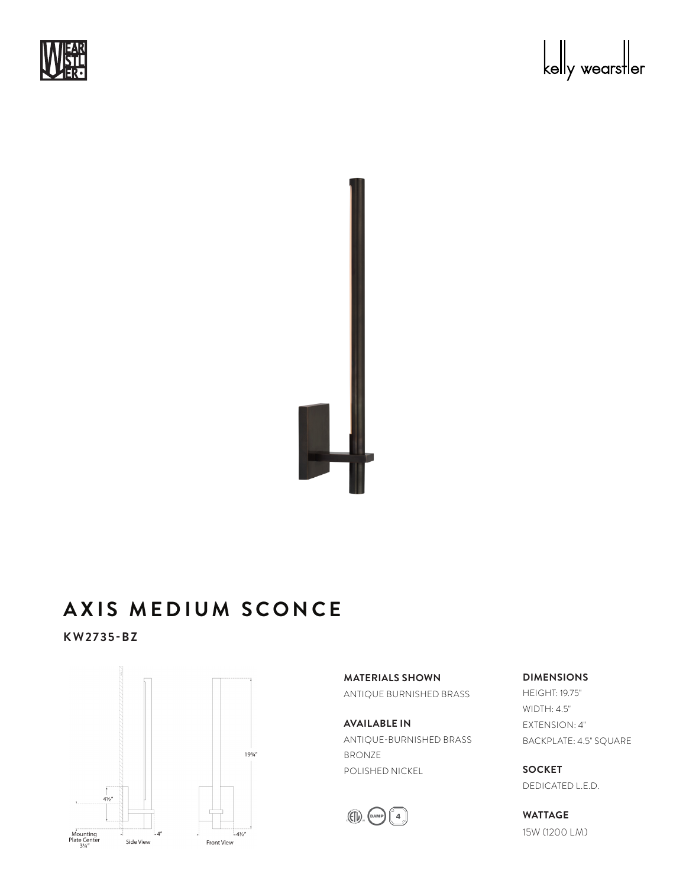# AXIS MEDIUM SCONCE

**KW2735-BZ**

Mounting Plate Center 3¼"

4½"

Side View

4"

19¾"

Front View

4½"

**MATERIALS SHOWN**

ANTIQUE BURNISHED BRASS

**AVAILABLE IN**

ANTIQUE-BURNISHED BRASS
BRONZE
POLISHED NICKEL

**DIMENSIONS**

HEIGHT: 19.75"
WIDTH: 4.5"
EXTENSION: 4"
BACKPLATE: 4.5" SQUARE

**SOCKET**

DEDICATED L.E.D.

**WATTAGE**

15W (1200 LM)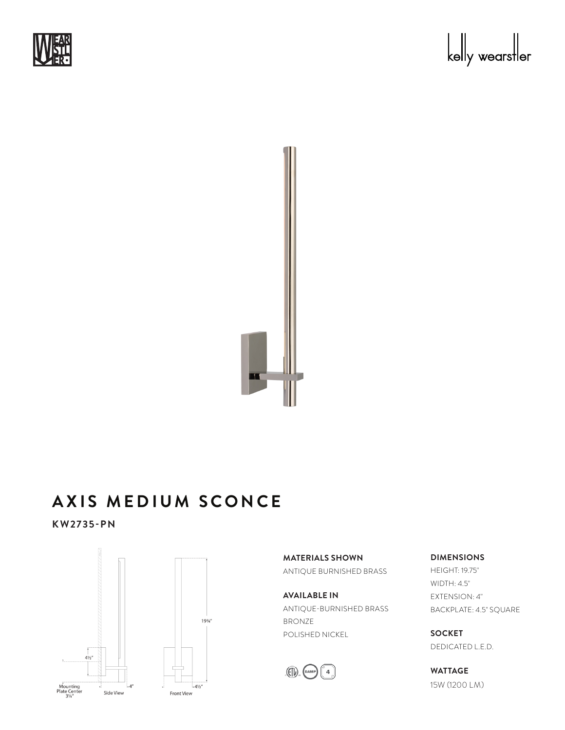# AXIS MEDIUM SCONCE

**KW2735-PN**

Mounting Plate Center 3¼"
4½"
Side View
4"
19¾"
Front View
4½"

**MATERIALS SHOWN**
ANTIQUE BURNISHED BRASS

**AVAILABLE IN**
ANTIQUE-BURNISHED BRASS
BRONZE
POLISHED NICKEL

**DIMENSIONS**
HEIGHT: 19.75"
WIDTH: 4.5"
EXTENSION: 4"
BACKPLATE: 4.5" SQUARE

**SOCKET**
DEDICATED L.E.D.

**WATTAGE**
15W (1200 LM)